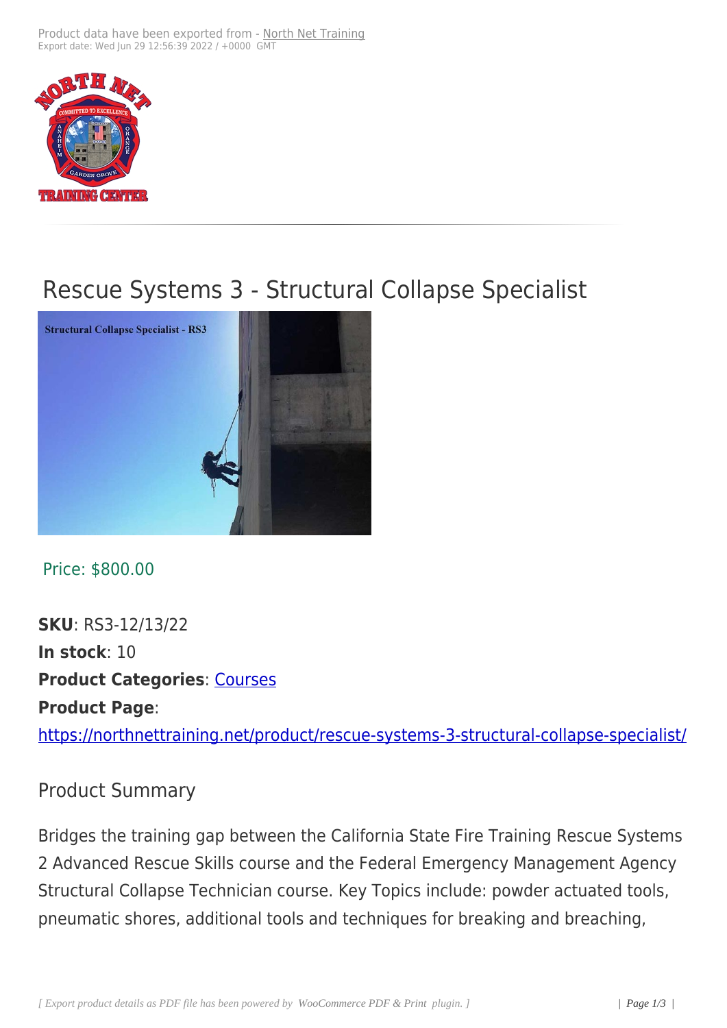Product data have been exported from - North Net Training
Export date: Wed Jun 29 12:56:39 2022 / +0000 GMT

# Rescue Systems 3 - Structural Collapse Specialist

Price: $800.00

**SKU**: RS3-12/13/22
**In stock**: 10
**Product Categories**: Courses
**Product Page**:
https://northnettraining.net/product/rescue-systems-3-structural-collapse-specialist/

## Product Summary

Bridges the training gap between the California State Fire Training Rescue Systems 2 Advanced Rescue Skills course and the Federal Emergency Management Agency Structural Collapse Technician course. Key Topics include: powder actuated tools, pneumatic shores, additional tools and techniques for breaking and breaching,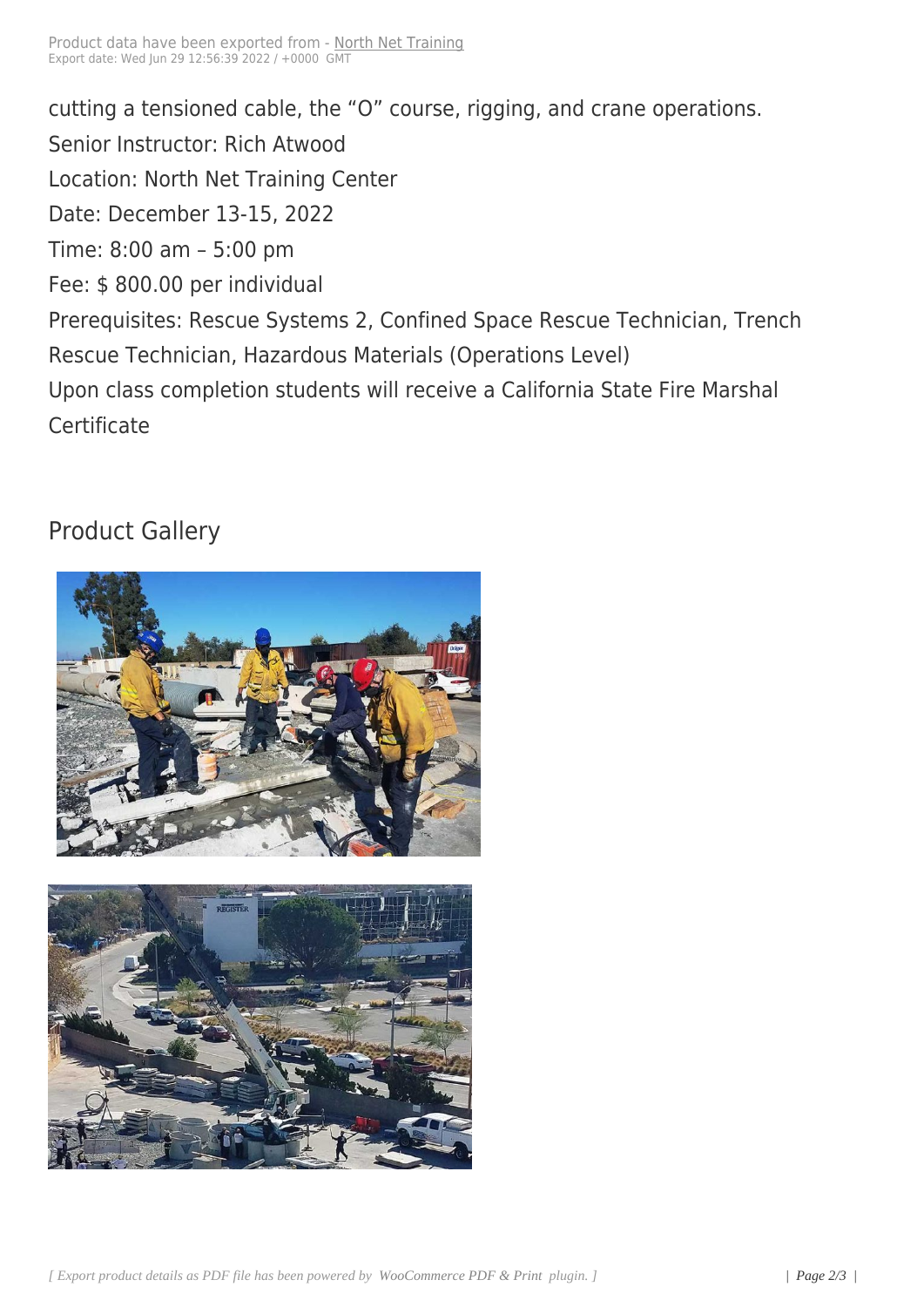cutting a tensioned cable, the "O" course, rigging, and crane operations.

Senior Instructor: Rich Atwood

Location: North Net Training Center

Date: December 13-15, 2022

Time: 8:00 am – 5:00 pm

Fee: $ 800.00 per individual

Prerequisites: Rescue Systems 2, Confined Space Rescue Technician, Trench Rescue Technician, Hazardous Materials (Operations Level)

Upon class completion students will receive a California State Fire Marshal Certificate

## Product Gallery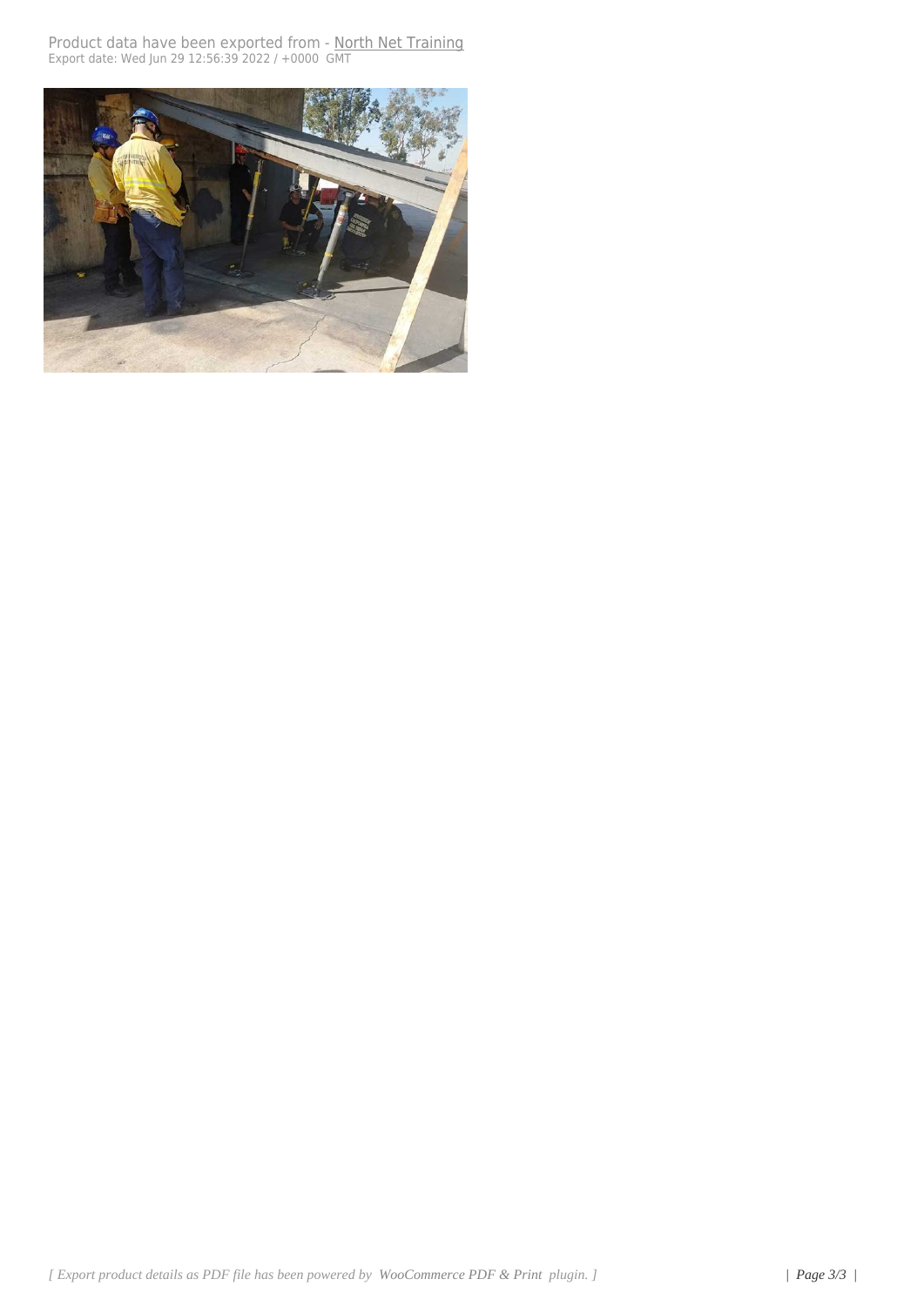Product data have been exported from - North Net Training
Export date: Wed Jun 29 12:56:39 2022 / +0000 GMT

*[ Export product details as PDF file has been powered by WooCommerce PDF & Print plugin. ]*